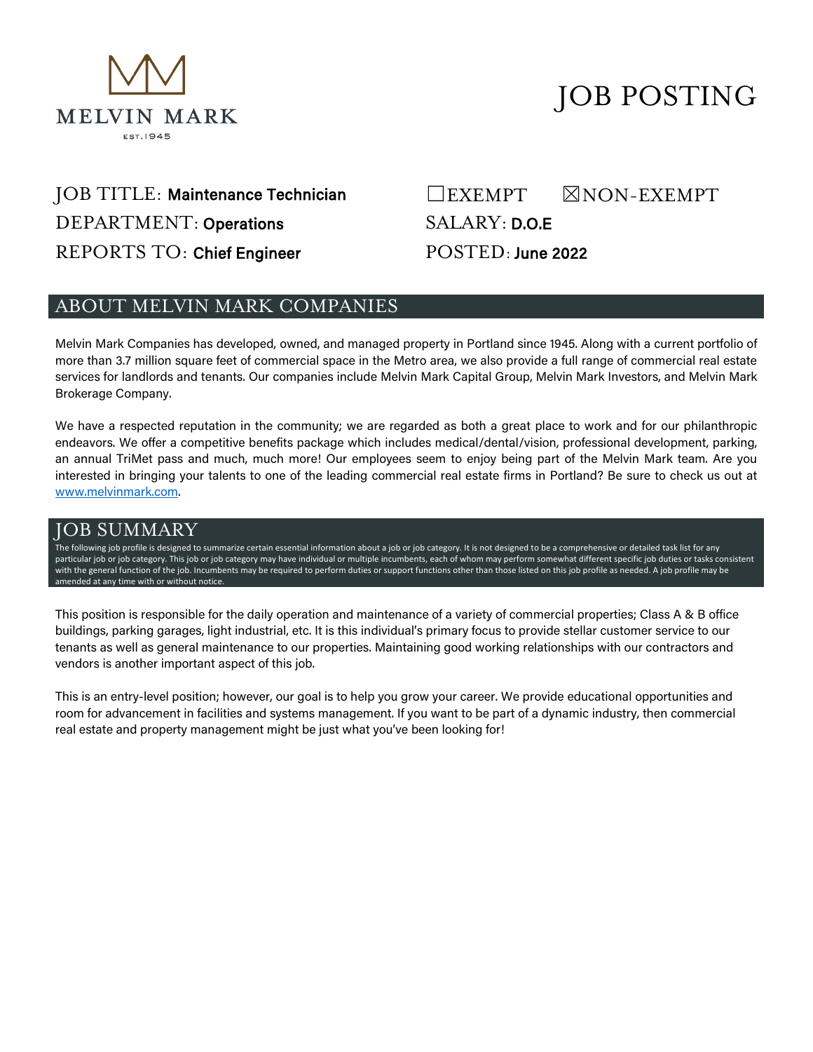MELVIN MARK

EST. 1945

# JOB POSTING

JOB TITLE: **Maintenance Technician**

DEPARTMENT: **Operations**

REPORTS TO: **Chief Engineer**

☐EXEMPT ☒NON-EXEMPT

SALARY: **D.O.E**

POSTED: **June 2022**

## ABOUT MELVIN MARK COMPANIES

Melvin Mark Companies has developed, owned, and managed property in Portland since 1945. Along with a current portfolio of more than 3.7 million square feet of commercial space in the Metro area, we also provide a full range of commercial real estate services for landlords and tenants. Our companies include Melvin Mark Capital Group, Melvin Mark Investors, and Melvin Mark Brokerage Company.

We have a respected reputation in the community; we are regarded as both a great place to work and for our philanthropic endeavors. We offer a competitive benefits package which includes medical/dental/vision, professional development, parking, an annual TriMet pass and much, much more! Our employees seem to enjoy being part of the Melvin Mark team. Are you interested in bringing your talents to one of the leading commercial real estate firms in Portland? Be sure to check us out at [www.melvinmark.com](http://www.melvinmark.com).

## JOB SUMMARY

The following job profile is designed to summarize certain essential information about a job or job category. It is not designed to be a comprehensive or detailed task list for any particular job or job category. This job or job category may have individual or multiple incumbents, each of whom may perform somewhat different specific job duties or tasks consistent with the general function of the job. Incumbents may be required to perform duties or support functions other than those listed on this job profile as needed. A job profile may be amended at any time with or without notice.

This position is responsible for the daily operation and maintenance of a variety of commercial properties; Class A & B office buildings, parking garages, light industrial, etc. It is this individual's primary focus to provide stellar customer service to our tenants as well as general maintenance to our properties. Maintaining good working relationships with our contractors and vendors is another important aspect of this job.

This is an entry-level position; however, our goal is to help you grow your career. We provide educational opportunities and room for advancement in facilities and systems management. If you want to be part of a dynamic industry, then commercial real estate and property management might be just what you've been looking for!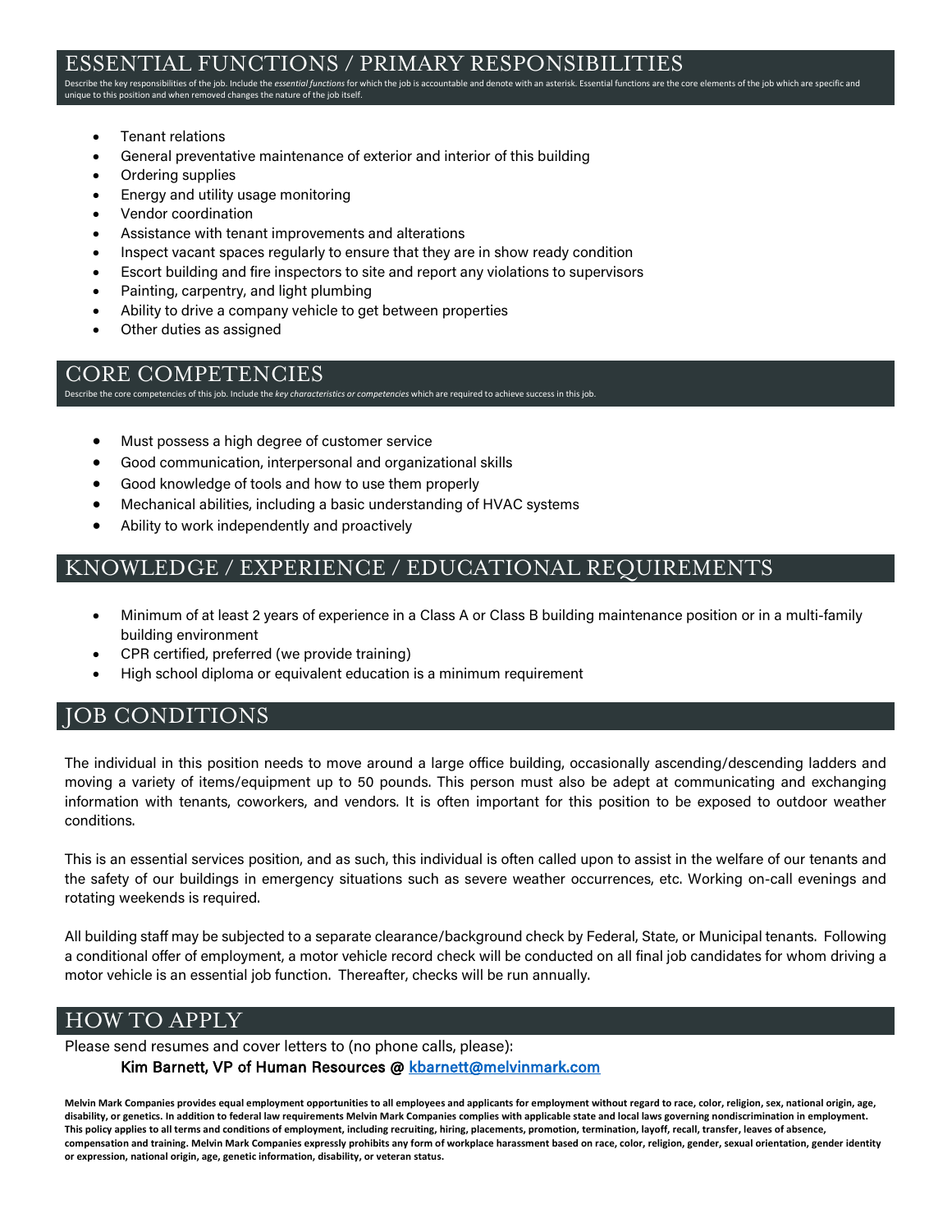## ESSENTIAL FUNCTIONS / PRIMARY RESPONSIBILITIES

Describe the key responsibilities of the job. Include the *essential functions* for which the job is accountable and denote with an asterisk. Essential functions are the core elements of the job which are specific and unique to this position and when removed changes the nature of the job itself.

- Tenant relations
- General preventative maintenance of exterior and interior of this building
- Ordering supplies
- Energy and utility usage monitoring
- Vendor coordination
- Assistance with tenant improvements and alterations
- Inspect vacant spaces regularly to ensure that they are in show ready condition
- Escort building and fire inspectors to site and report any violations to supervisors
- Painting, carpentry, and light plumbing
- Ability to drive a company vehicle to get between properties
- Other duties as assigned

## CORE COMPETENCIES

Describe the core competencies of this job. Include the *key characteristics or competencies* which are required to achieve success in this job.

- Must possess a high degree of customer service
- Good communication, interpersonal and organizational skills
- Good knowledge of tools and how to use them properly
- Mechanical abilities, including a basic understanding of HVAC systems
- Ability to work independently and proactively

## KNOWLEDGE / EXPERIENCE / EDUCATIONAL REQUIREMENTS

- Minimum of at least 2 years of experience in a Class A or Class B building maintenance position or in a multi-family building environment
- CPR certified, preferred (we provide training)
- High school diploma or equivalent education is a minimum requirement

## JOB CONDITIONS

The individual in this position needs to move around a large office building, occasionally ascending/descending ladders and moving a variety of items/equipment up to 50 pounds. This person must also be adept at communicating and exchanging information with tenants, coworkers, and vendors. It is often important for this position to be exposed to outdoor weather conditions.

This is an essential services position, and as such, this individual is often called upon to assist in the welfare of our tenants and the safety of our buildings in emergency situations such as severe weather occurrences, etc. Working on-call evenings and rotating weekends is required.

All building staff may be subjected to a separate clearance/background check by Federal, State, or Municipal tenants. Following a conditional offer of employment, a motor vehicle record check will be conducted on all final job candidates for whom driving a motor vehicle is an essential job function. Thereafter, checks will be run annually.

## HOW TO APPLY

Please send resumes and cover letters to (no phone calls, please):

**Kim Barnett, VP of Human Resources @ kbarnett@melvinmark.com**

**Melvin Mark Companies provides equal employment opportunities to all employees and applicants for employment without regard to race, color, religion, sex, national origin, age, disability, or genetics. In addition to federal law requirements Melvin Mark Companies complies with applicable state and local laws governing nondiscrimination in employment. This policy applies to all terms and conditions of employment, including recruiting, hiring, placements, promotion, termination, layoff, recall, transfer, leaves of absence, compensation and training. Melvin Mark Companies expressly prohibits any form of workplace harassment based on race, color, religion, gender, sexual orientation, gender identity or expression, national origin, age, genetic information, disability, or veteran status.**